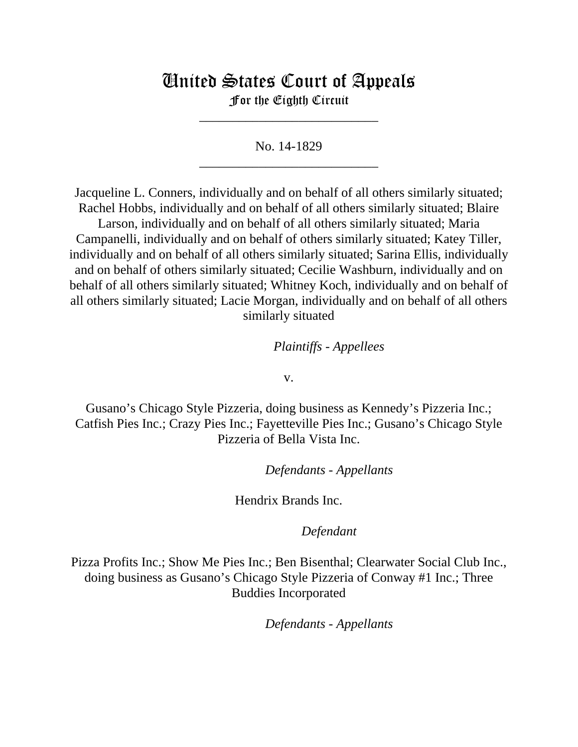# United States Court of Appeals
## For the Eighth Circuit

---

No. 14-1829

---

Jacqueline L. Conners, individually and on behalf of all others similarly situated; Rachel Hobbs, individually and on behalf of all others similarly situated; Blaire Larson, individually and on behalf of all others similarly situated; Maria Campanelli, individually and on behalf of others similarly situated; Katey Tiller, individually and on behalf of all others similarly situated; Sarina Ellis, individually and on behalf of others similarly situated; Cecilie Washburn, individually and on behalf of all others similarly situated; Whitney Koch, individually and on behalf of all others similarly situated; Lacie Morgan, individually and on behalf of all others similarly situated

*Plaintiffs - Appellees*

v.

Gusano's Chicago Style Pizzeria, doing business as Kennedy's Pizzeria Inc.; Catfish Pies Inc.; Crazy Pies Inc.; Fayetteville Pies Inc.; Gusano's Chicago Style Pizzeria of Bella Vista Inc.

*Defendants - Appellants*

Hendrix Brands Inc.

*Defendant*

Pizza Profits Inc.; Show Me Pies Inc.; Ben Bisenthal; Clearwater Social Club Inc., doing business as Gusano's Chicago Style Pizzeria of Conway #1 Inc.; Three Buddies Incorporated

*Defendants - Appellants*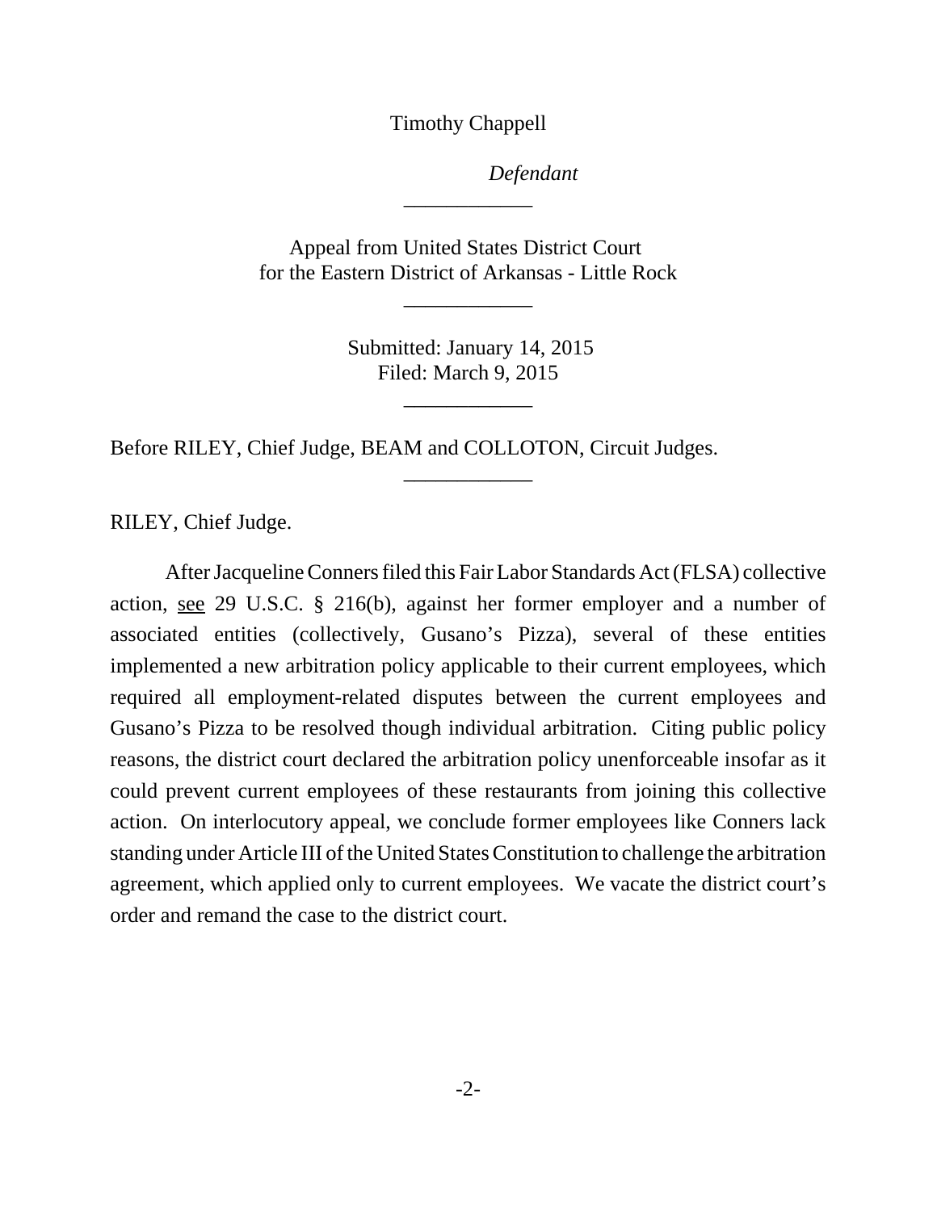Timothy Chappell

*Defendant*

---

Appeal from United States District Court
for the Eastern District of Arkansas - Little Rock

---

Submitted: January 14, 2015
Filed: March 9, 2015

---

Before RILEY, Chief Judge, BEAM and COLLOTON, Circuit Judges.

---

RILEY, Chief Judge.

After Jacqueline Conners filed this Fair Labor Standards Act (FLSA) collective action, see 29 U.S.C. § 216(b), against her former employer and a number of associated entities (collectively, Gusano's Pizza), several of these entities implemented a new arbitration policy applicable to their current employees, which required all employment-related disputes between the current employees and Gusano's Pizza to be resolved though individual arbitration. Citing public policy reasons, the district court declared the arbitration policy unenforceable insofar as it could prevent current employees of these restaurants from joining this collective action. On interlocutory appeal, we conclude former employees like Conners lack standing under Article III of the United States Constitution to challenge the arbitration agreement, which applied only to current employees. We vacate the district court's order and remand the case to the district court.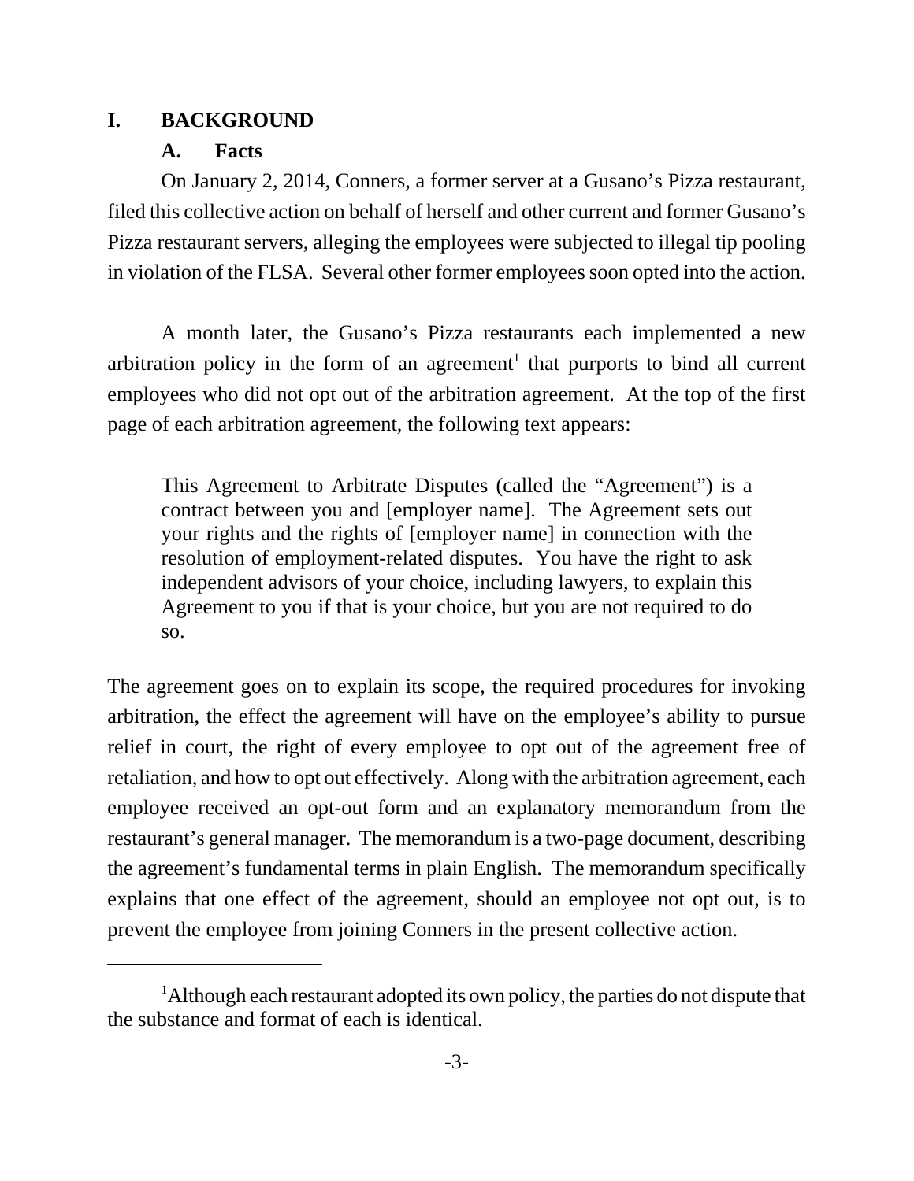# I. BACKGROUND

## A. Facts

On January 2, 2014, Conners, a former server at a Gusano's Pizza restaurant, filed this collective action on behalf of herself and other current and former Gusano's Pizza restaurant servers, alleging the employees were subjected to illegal tip pooling in violation of the FLSA. Several other former employees soon opted into the action.

A month later, the Gusano's Pizza restaurants each implemented a new arbitration policy in the form of an agreement[1] that purports to bind all current employees who did not opt out of the arbitration agreement. At the top of the first page of each arbitration agreement, the following text appears:

> This Agreement to Arbitrate Disputes (called the "Agreement") is a contract between you and [employer name]. The Agreement sets out your rights and the rights of [employer name] in connection with the resolution of employment-related disputes. You have the right to ask independent advisors of your choice, including lawyers, to explain this Agreement to you if that is your choice, but you are not required to do so.

The agreement goes on to explain its scope, the required procedures for invoking arbitration, the effect the agreement will have on the employee's ability to pursue relief in court, the right of every employee to opt out of the agreement free of retaliation, and how to opt out effectively. Along with the arbitration agreement, each employee received an opt-out form and an explanatory memorandum from the restaurant's general manager. The memorandum is a two-page document, describing the agreement's fundamental terms in plain English. The memorandum specifically explains that one effect of the agreement, should an employee not opt out, is to prevent the employee from joining Conners in the present collective action.

[1] Although each restaurant adopted its own policy, the parties do not dispute that the substance and format of each is identical.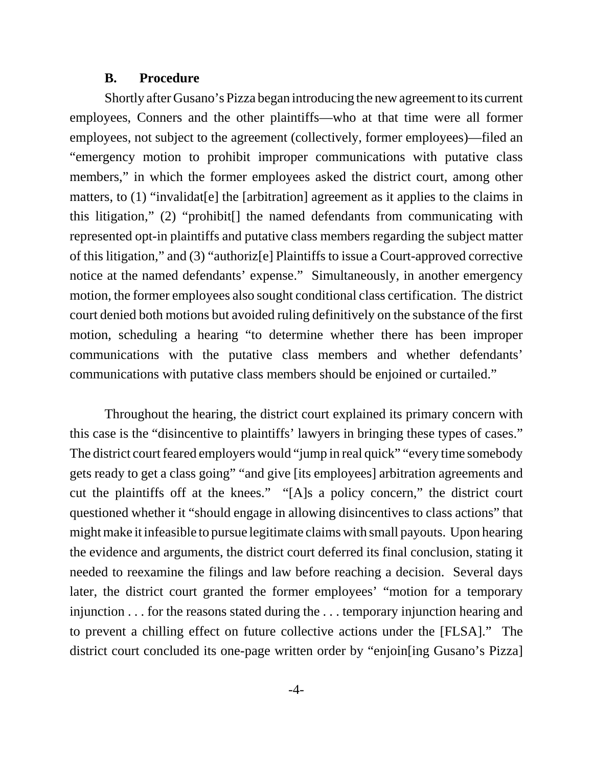### B. Procedure

Shortly after Gusano's Pizza began introducing the new agreement to its current employees, Conners and the other plaintiffs—who at that time were all former employees, not subject to the agreement (collectively, former employees)—filed an "emergency motion to prohibit improper communications with putative class members," in which the former employees asked the district court, among other matters, to (1) "invalidat[e] the [arbitration] agreement as it applies to the claims in this litigation," (2) "prohibit[] the named defendants from communicating with represented opt-in plaintiffs and putative class members regarding the subject matter of this litigation," and (3) "authoriz[e] Plaintiffs to issue a Court-approved corrective notice at the named defendants' expense." Simultaneously, in another emergency motion, the former employees also sought conditional class certification. The district court denied both motions but avoided ruling definitively on the substance of the first motion, scheduling a hearing "to determine whether there has been improper communications with the putative class members and whether defendants' communications with putative class members should be enjoined or curtailed."

Throughout the hearing, the district court explained its primary concern with this case is the "disincentive to plaintiffs' lawyers in bringing these types of cases." The district court feared employers would "jump in real quick" "every time somebody gets ready to get a class going" "and give [its employees] arbitration agreements and cut the plaintiffs off at the knees." "[A]s a policy concern," the district court questioned whether it "should engage in allowing disincentives to class actions" that might make it infeasible to pursue legitimate claims with small payouts. Upon hearing the evidence and arguments, the district court deferred its final conclusion, stating it needed to reexamine the filings and law before reaching a decision. Several days later, the district court granted the former employees' "motion for a temporary injunction . . . for the reasons stated during the . . . temporary injunction hearing and to prevent a chilling effect on future collective actions under the [FLSA]." The district court concluded its one-page written order by "enjoin[ing Gusano's Pizza]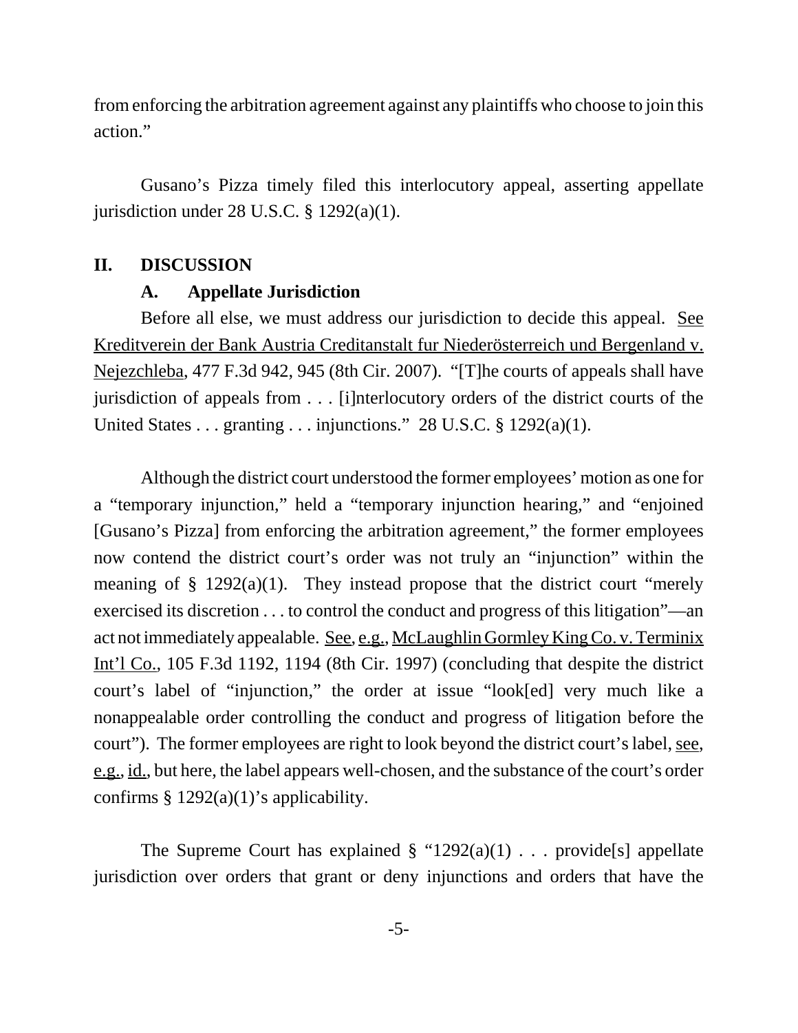from enforcing the arbitration agreement against any plaintiffs who choose to join this action."

Gusano's Pizza timely filed this interlocutory appeal, asserting appellate jurisdiction under 28 U.S.C. § 1292(a)(1).

## II. DISCUSSION

### A. Appellate Jurisdiction

Before all else, we must address our jurisdiction to decide this appeal. See Kreditverein der Bank Austria Creditanstalt fur Niederösterreich und Bergenland v. Nejezchleba, 477 F.3d 942, 945 (8th Cir. 2007). "[T]he courts of appeals shall have jurisdiction of appeals from . . . [i]nterlocutory orders of the district courts of the United States . . . granting . . . injunctions." 28 U.S.C. § 1292(a)(1).

Although the district court understood the former employees' motion as one for a "temporary injunction," held a "temporary injunction hearing," and "enjoined [Gusano's Pizza] from enforcing the arbitration agreement," the former employees now contend the district court's order was not truly an "injunction" within the meaning of § 1292(a)(1). They instead propose that the district court "merely exercised its discretion . . . to control the conduct and progress of this litigation"—an act not immediately appealable. See, e.g., McLaughlin Gormley King Co. v. Terminix Int'l Co., 105 F.3d 1192, 1194 (8th Cir. 1997) (concluding that despite the district court's label of "injunction," the order at issue "look[ed] very much like a nonappealable order controlling the conduct and progress of litigation before the court"). The former employees are right to look beyond the district court's label, see, e.g., id., but here, the label appears well-chosen, and the substance of the court's order confirms § 1292(a)(1)'s applicability.

The Supreme Court has explained § "1292(a)(1) . . . provide[s] appellate jurisdiction over orders that grant or deny injunctions and orders that have the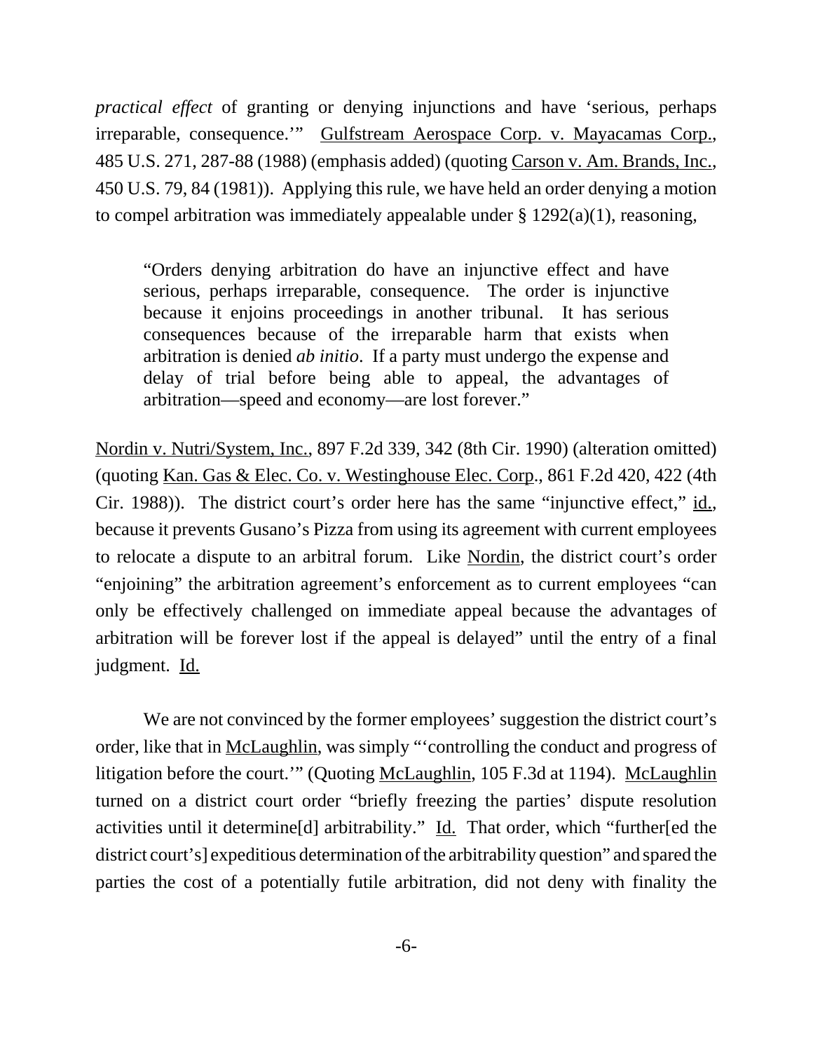*practical effect* of granting or denying injunctions and have 'serious, perhaps irreparable, consequence.'" Gulfstream Aerospace Corp. v. Mayacamas Corp., 485 U.S. 271, 287-88 (1988) (emphasis added) (quoting Carson v. Am. Brands, Inc., 450 U.S. 79, 84 (1981)). Applying this rule, we have held an order denying a motion to compel arbitration was immediately appealable under § 1292(a)(1), reasoning,

> "Orders denying arbitration do have an injunctive effect and have serious, perhaps irreparable, consequence. The order is injunctive because it enjoins proceedings in another tribunal. It has serious consequences because of the irreparable harm that exists when arbitration is denied *ab initio*. If a party must undergo the expense and delay of trial before being able to appeal, the advantages of arbitration—speed and economy—are lost forever."

Nordin v. Nutri/System, Inc., 897 F.2d 339, 342 (8th Cir. 1990) (alteration omitted) (quoting Kan. Gas & Elec. Co. v. Westinghouse Elec. Corp., 861 F.2d 420, 422 (4th Cir. 1988)). The district court's order here has the same "injunctive effect," id., because it prevents Gusano's Pizza from using its agreement with current employees to relocate a dispute to an arbitral forum. Like Nordin, the district court's order "enjoining" the arbitration agreement's enforcement as to current employees "can only be effectively challenged on immediate appeal because the advantages of arbitration will be forever lost if the appeal is delayed" until the entry of a final judgment. Id.

We are not convinced by the former employees' suggestion the district court's order, like that in McLaughlin, was simply "'controlling the conduct and progress of litigation before the court.'" (Quoting McLaughlin, 105 F.3d at 1194). McLaughlin turned on a district court order "briefly freezing the parties' dispute resolution activities until it determine[d] arbitrability." Id. That order, which "further[ed the district court's] expeditious determination of the arbitrability question" and spared the parties the cost of a potentially futile arbitration, did not deny with finality the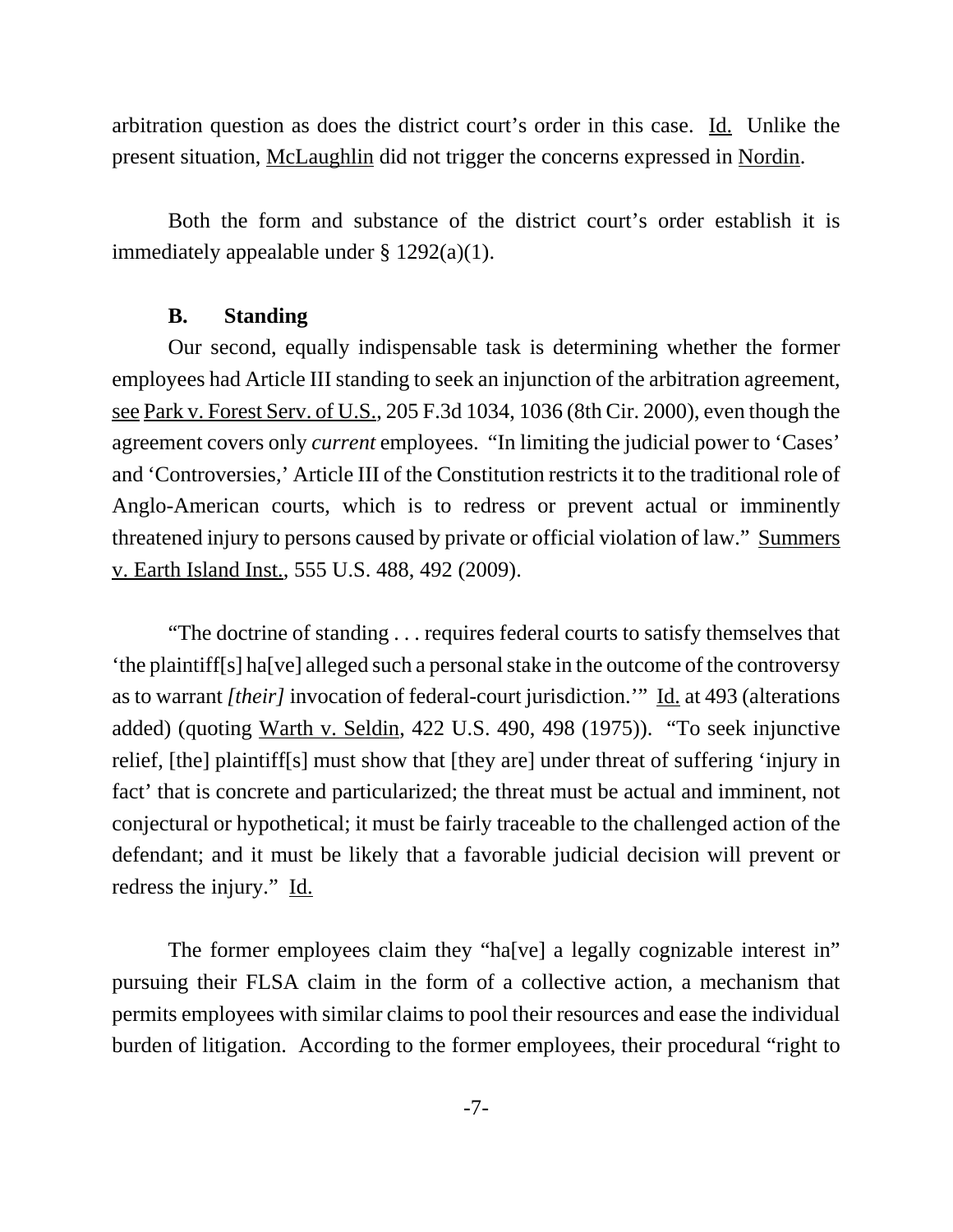arbitration question as does the district court's order in this case. Id. Unlike the present situation, McLaughlin did not trigger the concerns expressed in Nordin.

Both the form and substance of the district court's order establish it is immediately appealable under § 1292(a)(1).

### B. Standing

Our second, equally indispensable task is determining whether the former employees had Article III standing to seek an injunction of the arbitration agreement, see Park v. Forest Serv. of U.S., 205 F.3d 1034, 1036 (8th Cir. 2000), even though the agreement covers only *current* employees. "In limiting the judicial power to 'Cases' and 'Controversies,' Article III of the Constitution restricts it to the traditional role of Anglo-American courts, which is to redress or prevent actual or imminently threatened injury to persons caused by private or official violation of law." Summers v. Earth Island Inst., 555 U.S. 488, 492 (2009).

"The doctrine of standing . . . requires federal courts to satisfy themselves that 'the plaintiff[s] ha[ve] alleged such a personal stake in the outcome of the controversy as to warrant *[their]* invocation of federal-court jurisdiction.'" Id. at 493 (alterations added) (quoting Warth v. Seldin, 422 U.S. 490, 498 (1975)). "To seek injunctive relief, [the] plaintiff[s] must show that [they are] under threat of suffering 'injury in fact' that is concrete and particularized; the threat must be actual and imminent, not conjectural or hypothetical; it must be fairly traceable to the challenged action of the defendant; and it must be likely that a favorable judicial decision will prevent or redress the injury." Id.

The former employees claim they "ha[ve] a legally cognizable interest in" pursuing their FLSA claim in the form of a collective action, a mechanism that permits employees with similar claims to pool their resources and ease the individual burden of litigation. According to the former employees, their procedural "right to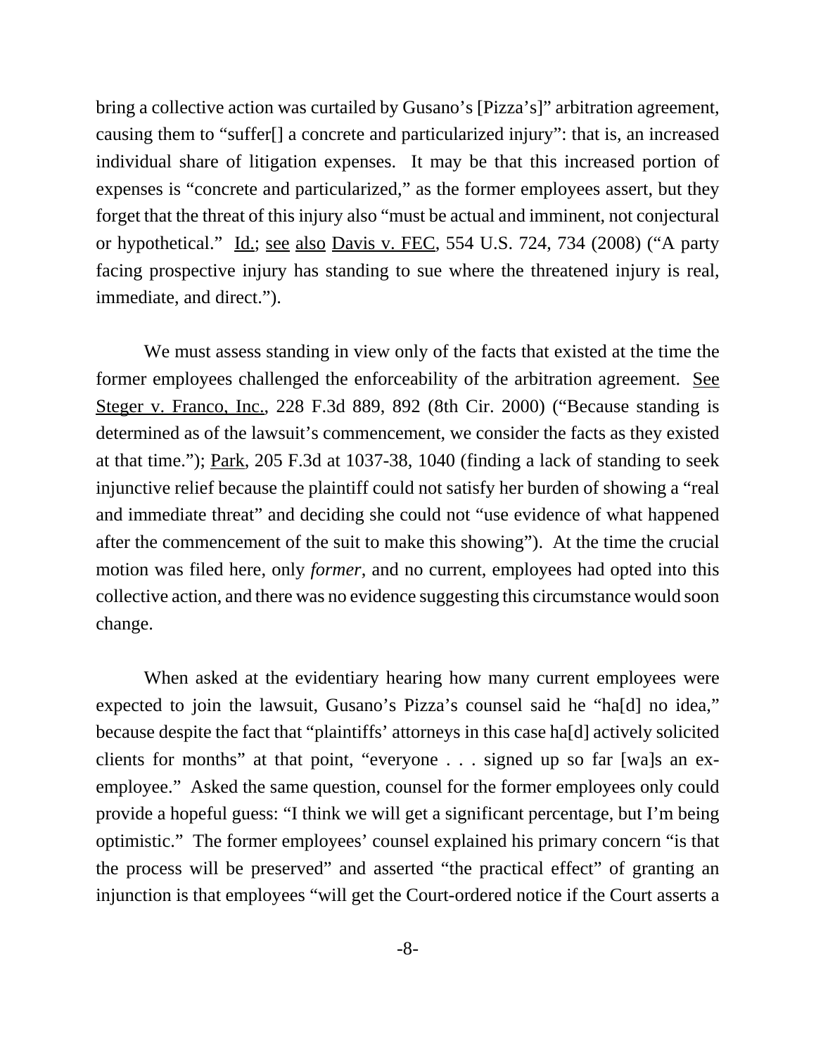bring a collective action was curtailed by Gusano's [Pizza's]" arbitration agreement, causing them to "suffer[] a concrete and particularized injury": that is, an increased individual share of litigation expenses. It may be that this increased portion of expenses is "concrete and particularized," as the former employees assert, but they forget that the threat of this injury also "must be actual and imminent, not conjectural or hypothetical." Id.; see also Davis v. FEC, 554 U.S. 724, 734 (2008) ("A party facing prospective injury has standing to sue where the threatened injury is real, immediate, and direct.").

We must assess standing in view only of the facts that existed at the time the former employees challenged the enforceability of the arbitration agreement. See Steger v. Franco, Inc., 228 F.3d 889, 892 (8th Cir. 2000) ("Because standing is determined as of the lawsuit's commencement, we consider the facts as they existed at that time."); Park, 205 F.3d at 1037-38, 1040 (finding a lack of standing to seek injunctive relief because the plaintiff could not satisfy her burden of showing a "real and immediate threat" and deciding she could not "use evidence of what happened after the commencement of the suit to make this showing"). At the time the crucial motion was filed here, only *former*, and no current, employees had opted into this collective action, and there was no evidence suggesting this circumstance would soon change.

When asked at the evidentiary hearing how many current employees were expected to join the lawsuit, Gusano's Pizza's counsel said he "ha[d] no idea," because despite the fact that "plaintiffs' attorneys in this case ha[d] actively solicited clients for months" at that point, "everyone . . . signed up so far [wa]s an ex-employee." Asked the same question, counsel for the former employees only could provide a hopeful guess: "I think we will get a significant percentage, but I'm being optimistic." The former employees' counsel explained his primary concern "is that the process will be preserved" and asserted "the practical effect" of granting an injunction is that employees "will get the Court-ordered notice if the Court asserts a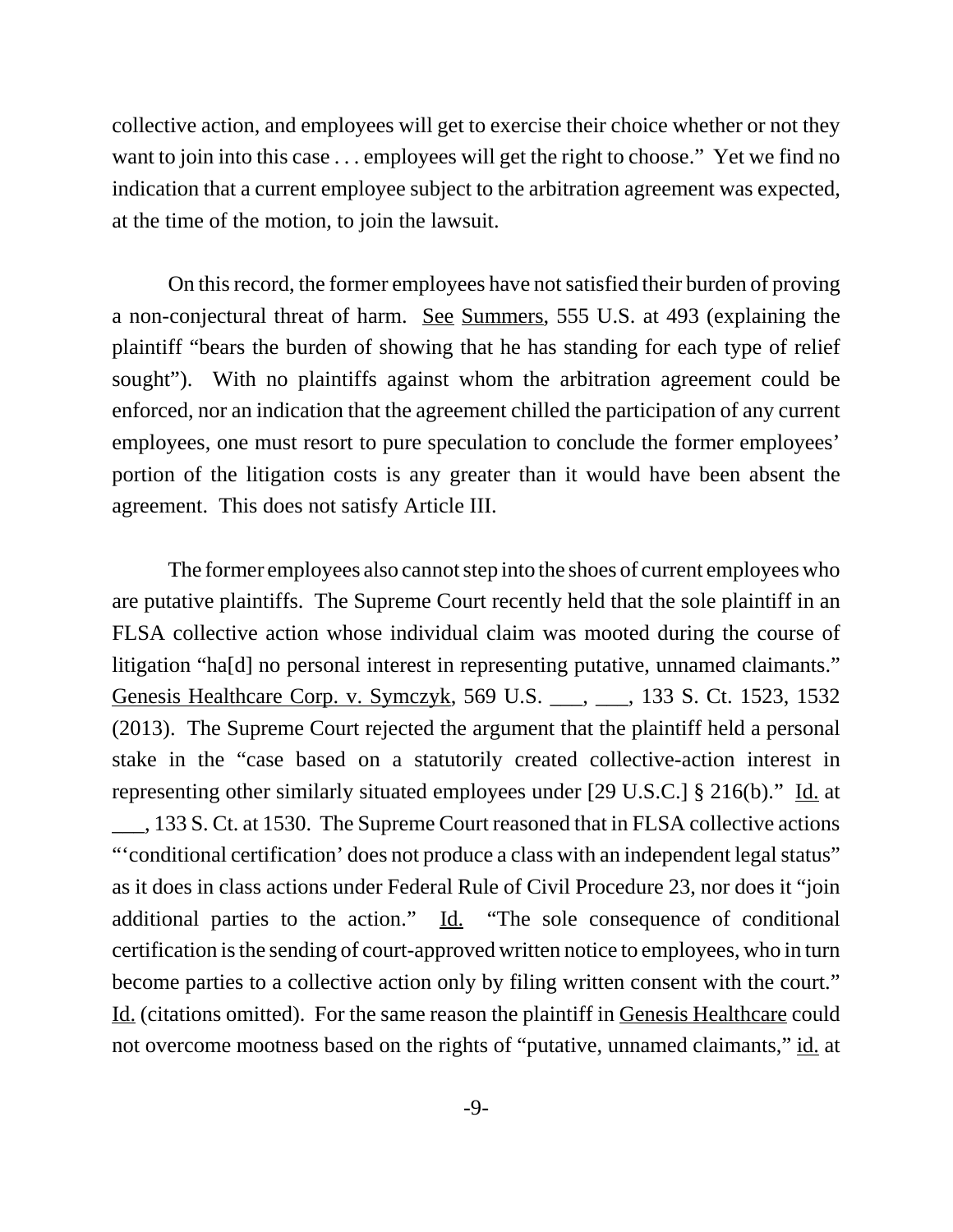collective action, and employees will get to exercise their choice whether or not they want to join into this case . . . employees will get the right to choose." Yet we find no indication that a current employee subject to the arbitration agreement was expected, at the time of the motion, to join the lawsuit.

On this record, the former employees have not satisfied their burden of proving a non-conjectural threat of harm. See Summers, 555 U.S. at 493 (explaining the plaintiff "bears the burden of showing that he has standing for each type of relief sought"). With no plaintiffs against whom the arbitration agreement could be enforced, nor an indication that the agreement chilled the participation of any current employees, one must resort to pure speculation to conclude the former employees' portion of the litigation costs is any greater than it would have been absent the agreement. This does not satisfy Article III.

The former employees also cannot step into the shoes of current employees who are putative plaintiffs. The Supreme Court recently held that the sole plaintiff in an FLSA collective action whose individual claim was mooted during the course of litigation "ha[d] no personal interest in representing putative, unnamed claimants." Genesis Healthcare Corp. v. Symczyk, 569 U.S. ___, ___, 133 S. Ct. 1523, 1532 (2013). The Supreme Court rejected the argument that the plaintiff held a personal stake in the "case based on a statutorily created collective-action interest in representing other similarly situated employees under [29 U.S.C.] § 216(b)." Id. at ___, 133 S. Ct. at 1530. The Supreme Court reasoned that in FLSA collective actions "'conditional certification' does not produce a class with an independent legal status" as it does in class actions under Federal Rule of Civil Procedure 23, nor does it "join additional parties to the action." Id. "The sole consequence of conditional certification is the sending of court-approved written notice to employees, who in turn become parties to a collective action only by filing written consent with the court." Id. (citations omitted). For the same reason the plaintiff in Genesis Healthcare could not overcome mootness based on the rights of "putative, unnamed claimants," id. at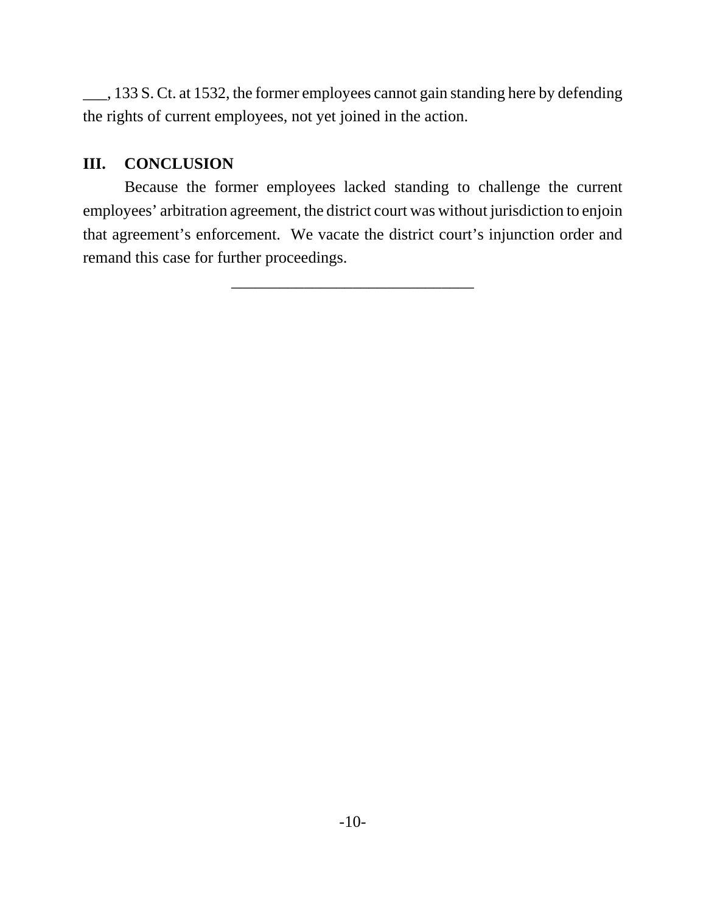___, 133 S. Ct. at 1532, the former employees cannot gain standing here by defending the rights of current employees, not yet joined in the action.

## III. CONCLUSION

Because the former employees lacked standing to challenge the current employees' arbitration agreement, the district court was without jurisdiction to enjoin that agreement's enforcement. We vacate the district court's injunction order and remand this case for further proceedings.

______________________________